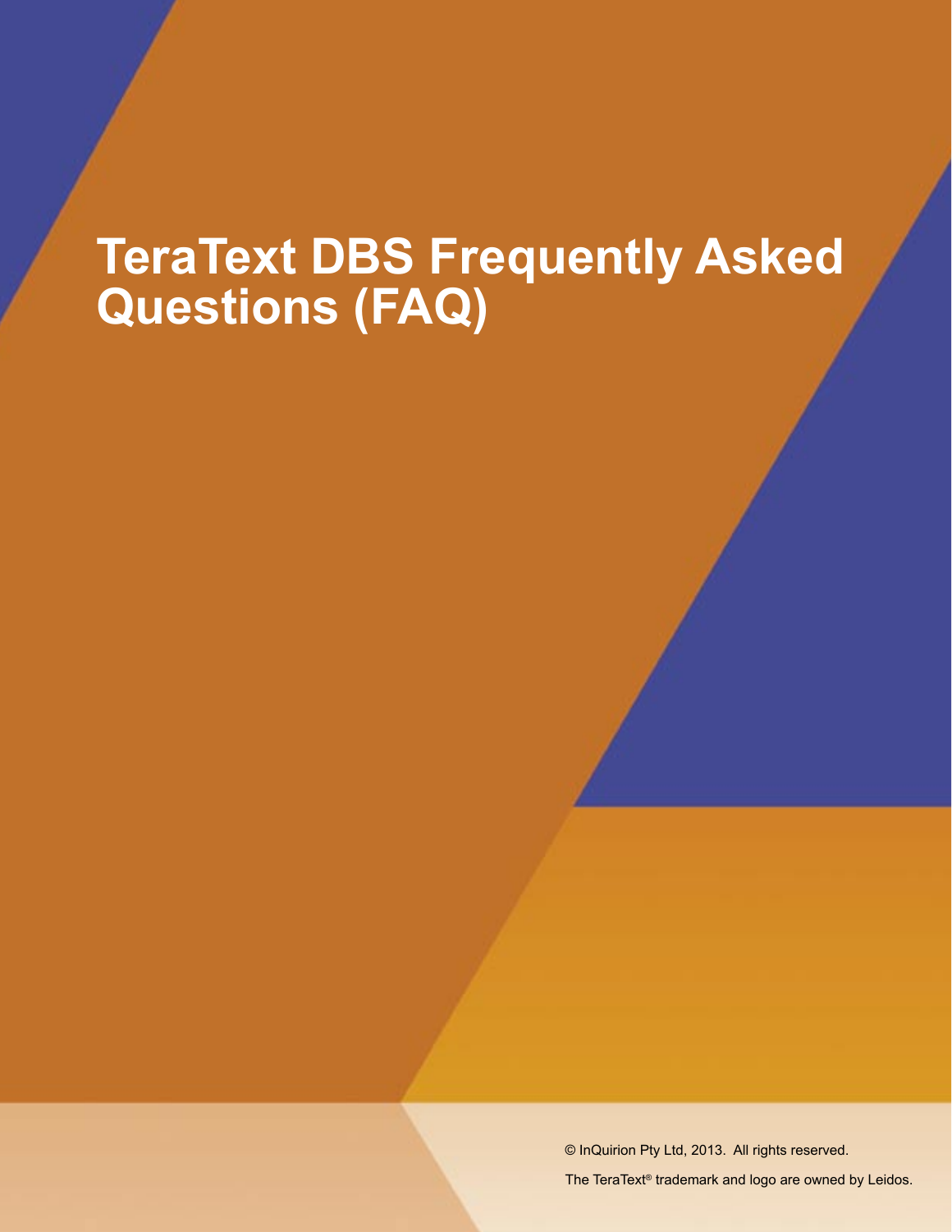# TeraText DBS Frequently Asked Questions (FAQ)

© InQuirion Pty Ltd, 2013. All rights reserved.

The TeraText® trademark and logo are owned by Leidos.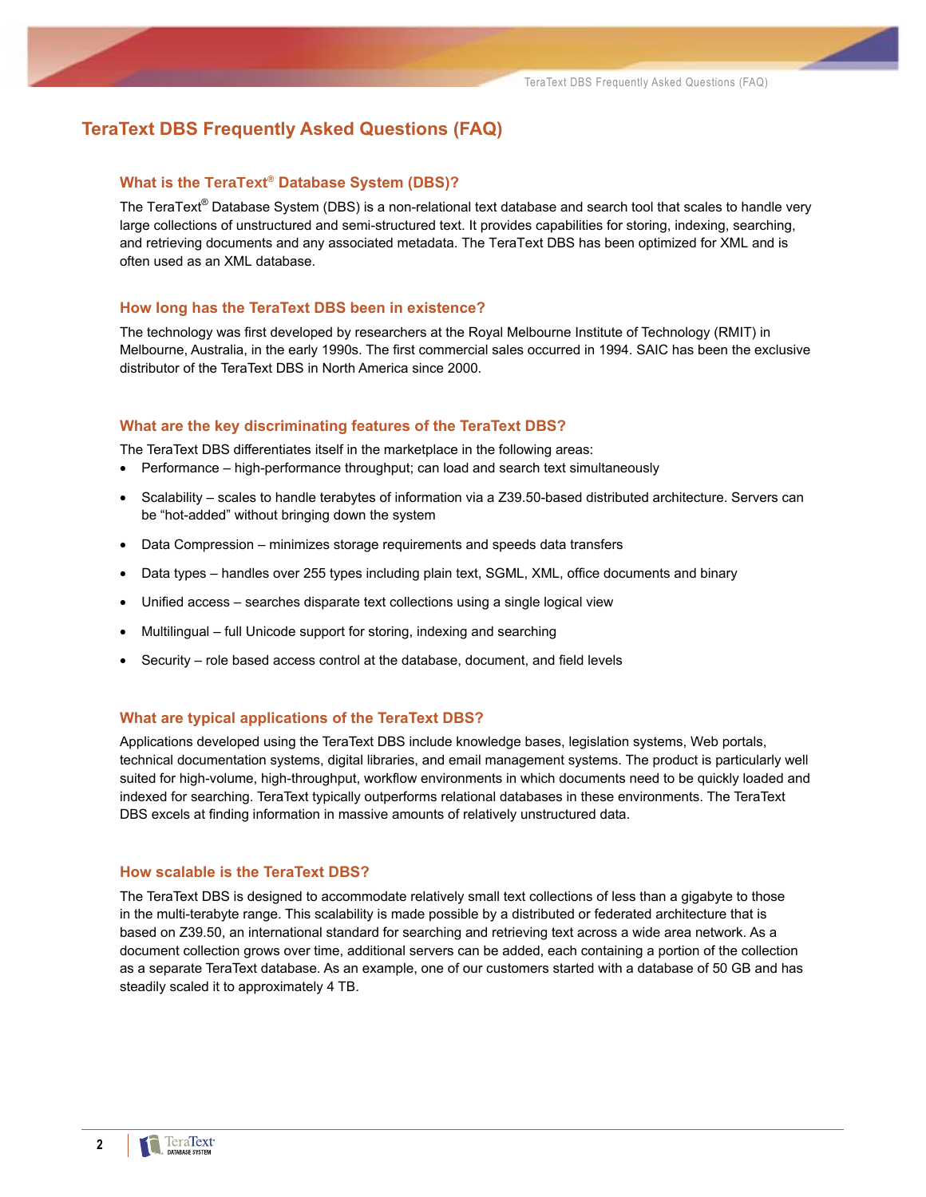# TeraText DBS Frequently Asked Questions (FAQ)

## What is the TeraText® Database System (DBS)?

The TeraText® Database System (DBS) is a non-relational text database and search tool that scales to handle very large collections of unstructured and semi-structured text. It provides capabilities for storing, indexing, searching, and retrieving documents and any associated metadata. The TeraText DBS has been optimized for XML and is often used as an XML database.

## How long has the TeraText DBS been in existence?

The technology was first developed by researchers at the Royal Melbourne Institute of Technology (RMIT) in Melbourne, Australia, in the early 1990s. The first commercial sales occurred in 1994. SAIC has been the exclusive distributor of the TeraText DBS in North America since 2000.

## What are the key discriminating features of the TeraText DBS?

The TeraText DBS differentiates itself in the marketplace in the following areas:

- Performance – high-performance throughput; can load and search text simultaneously
- Scalability – scales to handle terabytes of information via a Z39.50-based distributed architecture. Servers can be "hot-added" without bringing down the system
- Data Compression – minimizes storage requirements and speeds data transfers
- Data types – handles over 255 types including plain text, SGML, XML, office documents and binary
- Unified access – searches disparate text collections using a single logical view
- Multilingual – full Unicode support for storing, indexing and searching
- Security – role based access control at the database, document, and field levels

## What are typical applications of the TeraText DBS?

Applications developed using the TeraText DBS include knowledge bases, legislation systems, Web portals, technical documentation systems, digital libraries, and email management systems. The product is particularly well suited for high-volume, high-throughput, workflow environments in which documents need to be quickly loaded and indexed for searching. TeraText typically outperforms relational databases in these environments. The TeraText DBS excels at finding information in massive amounts of relatively unstructured data.

## How scalable is the TeraText DBS?

The TeraText DBS is designed to accommodate relatively small text collections of less than a gigabyte to those in the multi-terabyte range. This scalability is made possible by a distributed or federated architecture that is based on Z39.50, an international standard for searching and retrieving text across a wide area network. As a document collection grows over time, additional servers can be added, each containing a portion of the collection as a separate TeraText database. As an example, one of our customers started with a database of 50 GB and has steadily scaled it to approximately 4 TB.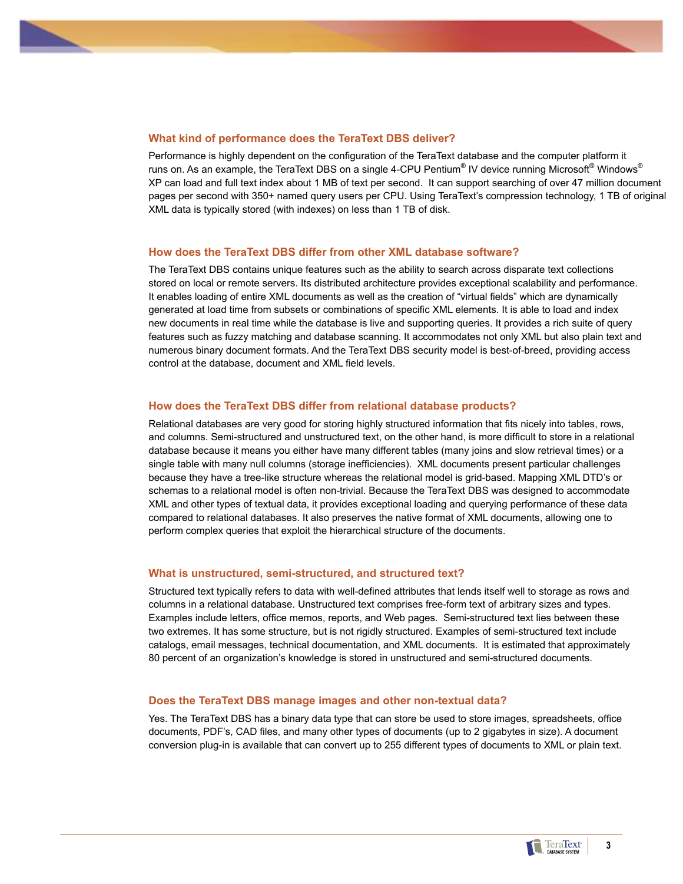### What kind of performance does the TeraText DBS deliver?

Performance is highly dependent on the configuration of the TeraText database and the computer platform it runs on. As an example, the TeraText DBS on a single 4-CPU Pentium® IV device running Microsoft® Windows® XP can load and full text index about 1 MB of text per second. It can support searching of over 47 million document pages per second with 350+ named query users per CPU. Using TeraText's compression technology, 1 TB of original XML data is typically stored (with indexes) on less than 1 TB of disk.

### How does the TeraText DBS differ from other XML database software?

The TeraText DBS contains unique features such as the ability to search across disparate text collections stored on local or remote servers. Its distributed architecture provides exceptional scalability and performance. It enables loading of entire XML documents as well as the creation of "virtual fields" which are dynamically generated at load time from subsets or combinations of specific XML elements. It is able to load and index new documents in real time while the database is live and supporting queries. It provides a rich suite of query features such as fuzzy matching and database scanning. It accommodates not only XML but also plain text and numerous binary document formats. And the TeraText DBS security model is best-of-breed, providing access control at the database, document and XML field levels.

### How does the TeraText DBS differ from relational database products?

Relational databases are very good for storing highly structured information that fits nicely into tables, rows, and columns. Semi-structured and unstructured text, on the other hand, is more difficult to store in a relational database because it means you either have many different tables (many joins and slow retrieval times) or a single table with many null columns (storage inefficiencies). XML documents present particular challenges because they have a tree-like structure whereas the relational model is grid-based. Mapping XML DTD's or schemas to a relational model is often non-trivial. Because the TeraText DBS was designed to accommodate XML and other types of textual data, it provides exceptional loading and querying performance of these data compared to relational databases. It also preserves the native format of XML documents, allowing one to perform complex queries that exploit the hierarchical structure of the documents.

### What is unstructured, semi-structured, and structured text?

Structured text typically refers to data with well-defined attributes that lends itself well to storage as rows and columns in a relational database. Unstructured text comprises free-form text of arbitrary sizes and types. Examples include letters, office memos, reports, and Web pages. Semi-structured text lies between these two extremes. It has some structure, but is not rigidly structured. Examples of semi-structured text include catalogs, email messages, technical documentation, and XML documents. It is estimated that approximately 80 percent of an organization's knowledge is stored in unstructured and semi-structured documents.

### Does the TeraText DBS manage images and other non-textual data?

Yes. The TeraText DBS has a binary data type that can store be used to store images, spreadsheets, office documents, PDF's, CAD files, and many other types of documents (up to 2 gigabytes in size). A document conversion plug-in is available that can convert up to 255 different types of documents to XML or plain text.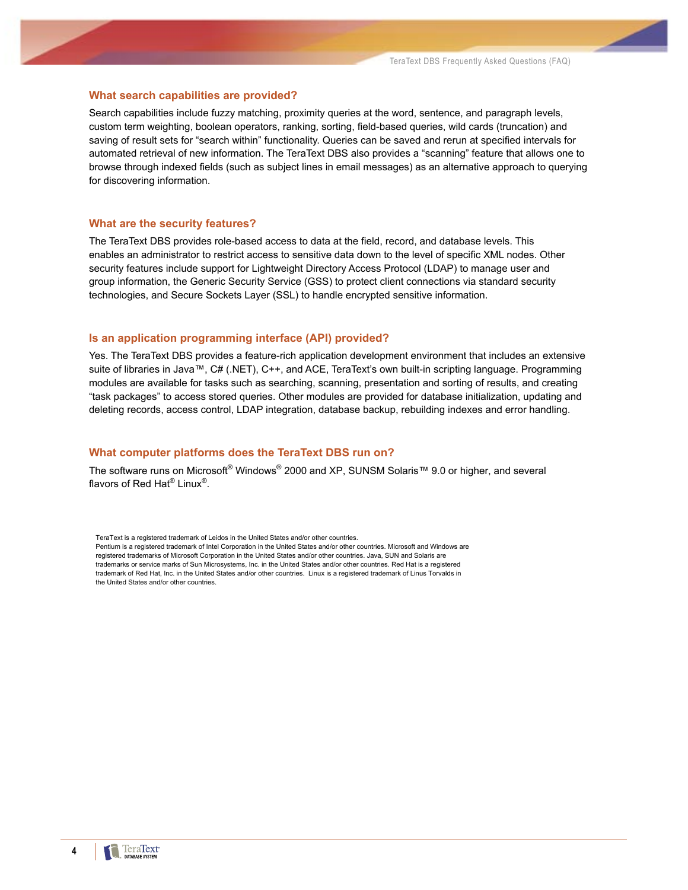## What search capabilities are provided?

Search capabilities include fuzzy matching, proximity queries at the word, sentence, and paragraph levels, custom term weighting, boolean operators, ranking, sorting, field-based queries, wild cards (truncation) and saving of result sets for "search within" functionality. Queries can be saved and rerun at specified intervals for automated retrieval of new information. The TeraText DBS also provides a "scanning" feature that allows one to browse through indexed fields (such as subject lines in email messages) as an alternative approach to querying for discovering information.

## What are the security features?

The TeraText DBS provides role-based access to data at the field, record, and database levels. This enables an administrator to restrict access to sensitive data down to the level of specific XML nodes. Other security features include support for Lightweight Directory Access Protocol (LDAP) to manage user and group information, the Generic Security Service (GSS) to protect client connections via standard security technologies, and Secure Sockets Layer (SSL) to handle encrypted sensitive information.

## Is an application programming interface (API) provided?

Yes. The TeraText DBS provides a feature-rich application development environment that includes an extensive suite of libraries in Java™, C# (.NET), C++, and ACE, TeraText's own built-in scripting language. Programming modules are available for tasks such as searching, scanning, presentation and sorting of results, and creating "task packages" to access stored queries. Other modules are provided for database initialization, updating and deleting records, access control, LDAP integration, database backup, rebuilding indexes and error handling.

## What computer platforms does the TeraText DBS run on?

The software runs on Microsoft® Windows® 2000 and XP, SUNSM Solaris™ 9.0 or higher, and several flavors of Red Hat® Linux®.

TeraText is a registered trademark of Leidos in the United States and/or other countries.
Pentium is a registered trademark of Intel Corporation in the United States and/or other countries. Microsoft and Windows are registered trademarks of Microsoft Corporation in the United States and/or other countries. Java, SUN and Solaris are trademarks or service marks of Sun Microsystems, Inc. in the United States and/or other countries. Red Hat is a registered trademark of Red Hat, Inc. in the United States and/or other countries. Linux is a registered trademark of Linus Torvalds in the United States and/or other countries.